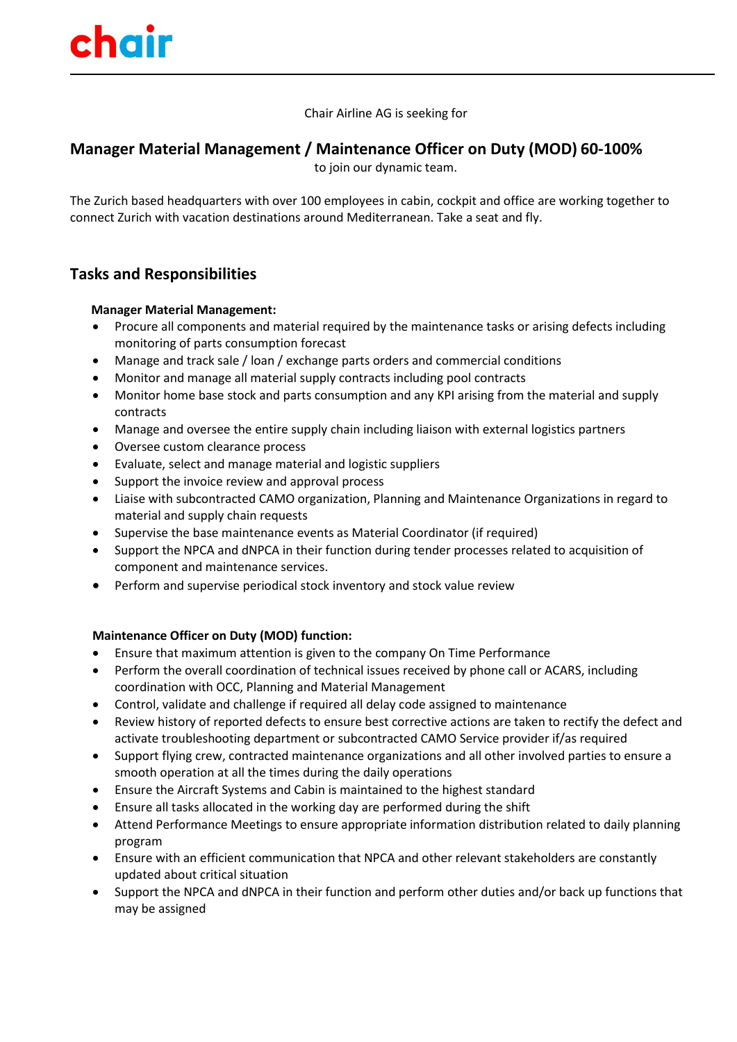chair

Chair Airline AG is seeking for

## Manager Material Management / Maintenance Officer on Duty (MOD) 60-100%

to join our dynamic team.

The Zurich based headquarters with over 100 employees in cabin, cockpit and office are working together to connect Zurich with vacation destinations around Mediterranean. Take a seat and fly.

## Tasks and Responsibilities

**Manager Material Management:**

- Procure all components and material required by the maintenance tasks or arising defects including monitoring of parts consumption forecast
- Manage and track sale / loan / exchange parts orders and commercial conditions
- Monitor and manage all material supply contracts including pool contracts
- Monitor home base stock and parts consumption and any KPI arising from the material and supply contracts
- Manage and oversee the entire supply chain including liaison with external logistics partners
- Oversee custom clearance process
- Evaluate, select and manage material and logistic suppliers
- Support the invoice review and approval process
- Liaise with subcontracted CAMO organization, Planning and Maintenance Organizations in regard to material and supply chain requests
- Supervise the base maintenance events as Material Coordinator (if required)
- Support the NPCA and dNPCA in their function during tender processes related to acquisition of component and maintenance services.
- Perform and supervise periodical stock inventory and stock value review

**Maintenance Officer on Duty (MOD) function:**

- Ensure that maximum attention is given to the company On Time Performance
- Perform the overall coordination of technical issues received by phone call or ACARS, including coordination with OCC, Planning and Material Management
- Control, validate and challenge if required all delay code assigned to maintenance
- Review history of reported defects to ensure best corrective actions are taken to rectify the defect and activate troubleshooting department or subcontracted CAMO Service provider if/as required
- Support flying crew, contracted maintenance organizations and all other involved parties to ensure a smooth operation at all the times during the daily operations
- Ensure the Aircraft Systems and Cabin is maintained to the highest standard
- Ensure all tasks allocated in the working day are performed during the shift
- Attend Performance Meetings to ensure appropriate information distribution related to daily planning program
- Ensure with an efficient communication that NPCA and other relevant stakeholders are constantly updated about critical situation
- Support the NPCA and dNPCA in their function and perform other duties and/or back up functions that may be assigned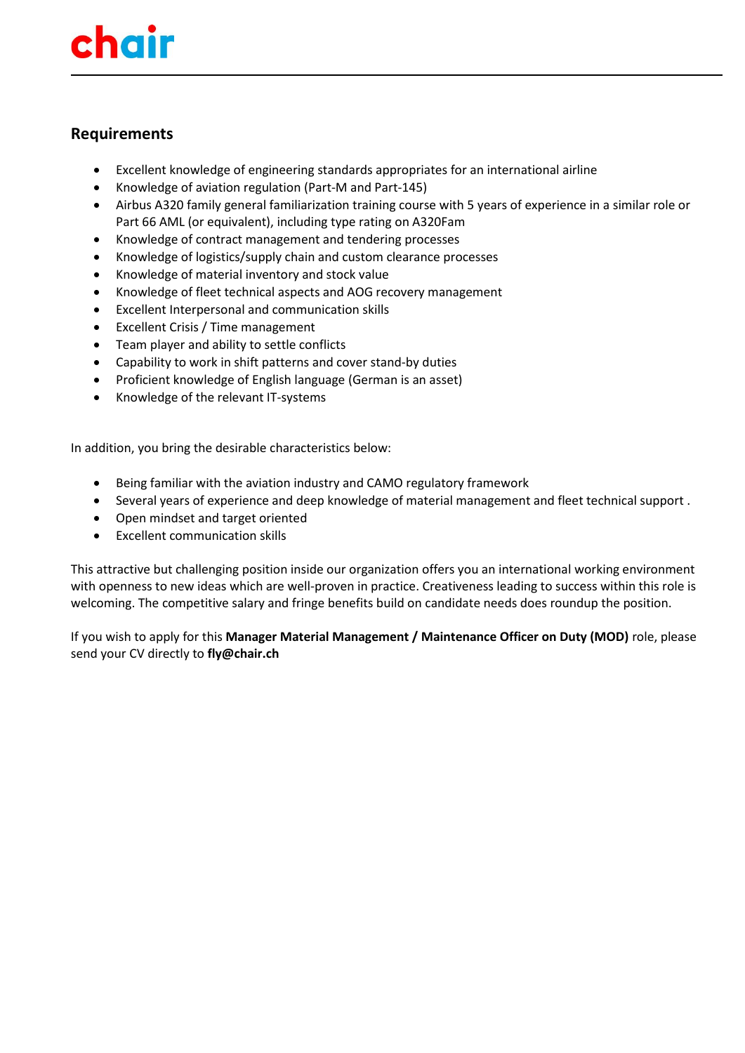## Requirements

- Excellent knowledge of engineering standards appropriates for an international airline
- Knowledge of aviation regulation (Part-M and Part-145)
- Airbus A320 family general familiarization training course with 5 years of experience in a similar role or Part 66 AML (or equivalent), including type rating on A320Fam
- Knowledge of contract management and tendering processes
- Knowledge of logistics/supply chain and custom clearance processes
- Knowledge of material inventory and stock value
- Knowledge of fleet technical aspects and AOG recovery management
- Excellent Interpersonal and communication skills
- Excellent Crisis / Time management
- Team player and ability to settle conflicts
- Capability to work in shift patterns and cover stand-by duties
- Proficient knowledge of English language (German is an asset)
- Knowledge of the relevant IT-systems

In addition, you bring the desirable characteristics below:

- Being familiar with the aviation industry and CAMO regulatory framework
- Several years of experience and deep knowledge of material management and fleet technical support .
- Open mindset and target oriented
- Excellent communication skills

This attractive but challenging position inside our organization offers you an international working environment with openness to new ideas which are well-proven in practice. Creativeness leading to success within this role is welcoming. The competitive salary and fringe benefits build on candidate needs does roundup the position.

If you wish to apply for this **Manager Material Management / Maintenance Officer on Duty (MOD)** role, please send your CV directly to **fly@chair.ch**